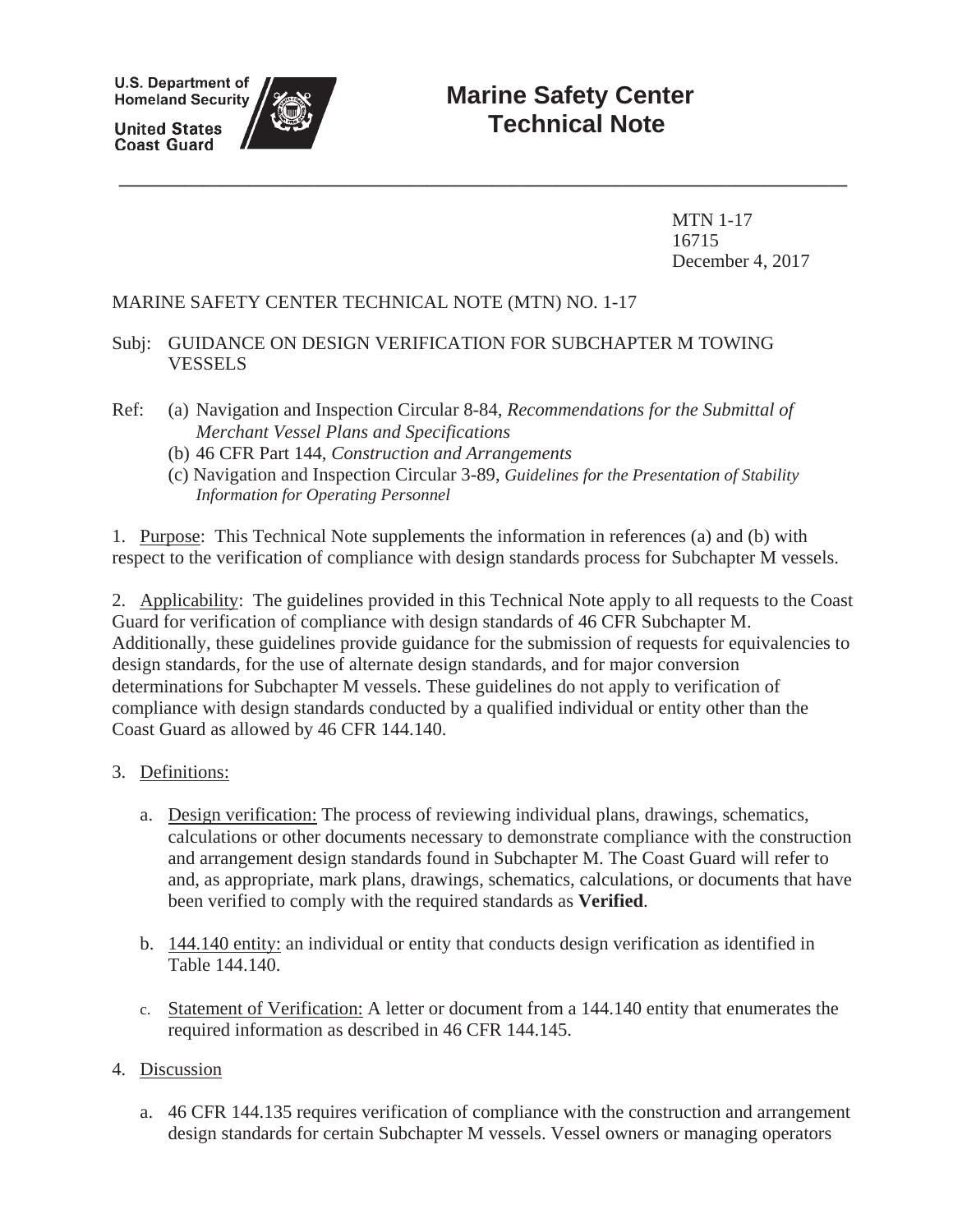U.S. Department of Homeland Security

United States Coast Guard

# Marine Safety Center Technical Note

MTN 1-17
16715
December 4, 2017

MARINE SAFETY CENTER TECHNICAL NOTE (MTN) NO. 1-17

Subj: GUIDANCE ON DESIGN VERIFICATION FOR SUBCHAPTER M TOWING VESSELS

Ref: (a) Navigation and Inspection Circular 8-84, *Recommendations for the Submittal of Merchant Vessel Plans and Specifications*
(b) 46 CFR Part 144, *Construction and Arrangements*
(c) Navigation and Inspection Circular 3-89, *Guidelines for the Presentation of Stability Information for Operating Personnel*

1. Purpose: This Technical Note supplements the information in references (a) and (b) with respect to the verification of compliance with design standards process for Subchapter M vessels.

2. Applicability: The guidelines provided in this Technical Note apply to all requests to the Coast Guard for verification of compliance with design standards of 46 CFR Subchapter M. Additionally, these guidelines provide guidance for the submission of requests for equivalencies to design standards, for the use of alternate design standards, and for major conversion determinations for Subchapter M vessels. These guidelines do not apply to verification of compliance with design standards conducted by a qualified individual or entity other than the Coast Guard as allowed by 46 CFR 144.140.

3. Definitions:

a. Design verification: The process of reviewing individual plans, drawings, schematics, calculations or other documents necessary to demonstrate compliance with the construction and arrangement design standards found in Subchapter M. The Coast Guard will refer to and, as appropriate, mark plans, drawings, schematics, calculations, or documents that have been verified to comply with the required standards as **Verified**.

b. 144.140 entity: an individual or entity that conducts design verification as identified in Table 144.140.

c. Statement of Verification: A letter or document from a 144.140 entity that enumerates the required information as described in 46 CFR 144.145.

4. Discussion

a. 46 CFR 144.135 requires verification of compliance with the construction and arrangement design standards for certain Subchapter M vessels. Vessel owners or managing operators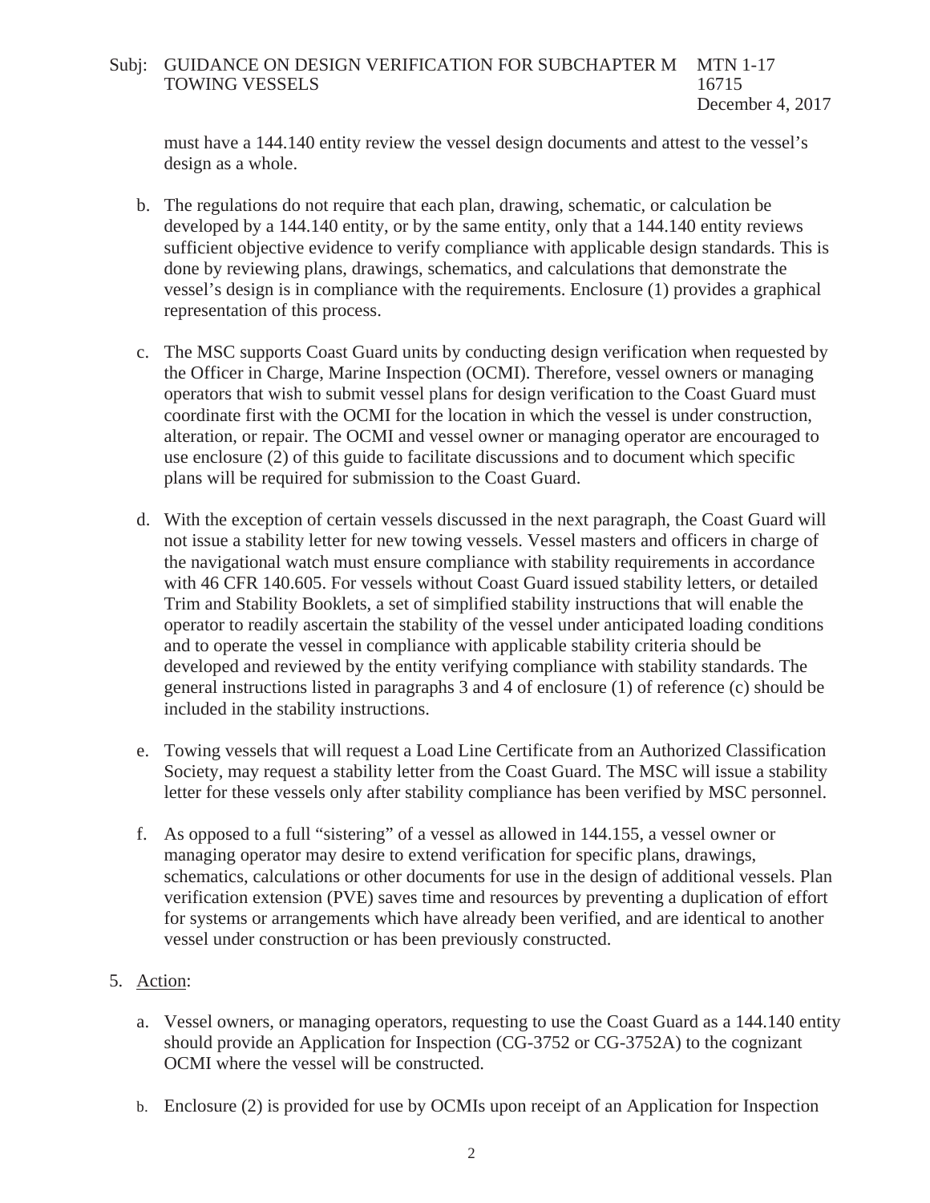must have a 144.140 entity review the vessel design documents and attest to the vessel's design as a whole.

b. The regulations do not require that each plan, drawing, schematic, or calculation be developed by a 144.140 entity, or by the same entity, only that a 144.140 entity reviews sufficient objective evidence to verify compliance with applicable design standards. This is done by reviewing plans, drawings, schematics, and calculations that demonstrate the vessel's design is in compliance with the requirements. Enclosure (1) provides a graphical representation of this process.

c. The MSC supports Coast Guard units by conducting design verification when requested by the Officer in Charge, Marine Inspection (OCMI). Therefore, vessel owners or managing operators that wish to submit vessel plans for design verification to the Coast Guard must coordinate first with the OCMI for the location in which the vessel is under construction, alteration, or repair. The OCMI and vessel owner or managing operator are encouraged to use enclosure (2) of this guide to facilitate discussions and to document which specific plans will be required for submission to the Coast Guard.

d. With the exception of certain vessels discussed in the next paragraph, the Coast Guard will not issue a stability letter for new towing vessels. Vessel masters and officers in charge of the navigational watch must ensure compliance with stability requirements in accordance with 46 CFR 140.605. For vessels without Coast Guard issued stability letters, or detailed Trim and Stability Booklets, a set of simplified stability instructions that will enable the operator to readily ascertain the stability of the vessel under anticipated loading conditions and to operate the vessel in compliance with applicable stability criteria should be developed and reviewed by the entity verifying compliance with stability standards. The general instructions listed in paragraphs 3 and 4 of enclosure (1) of reference (c) should be included in the stability instructions.

e. Towing vessels that will request a Load Line Certificate from an Authorized Classification Society, may request a stability letter from the Coast Guard. The MSC will issue a stability letter for these vessels only after stability compliance has been verified by MSC personnel.

f. As opposed to a full "sistering" of a vessel as allowed in 144.155, a vessel owner or managing operator may desire to extend verification for specific plans, drawings, schematics, calculations or other documents for use in the design of additional vessels. Plan verification extension (PVE) saves time and resources by preventing a duplication of effort for systems or arrangements which have already been verified, and are identical to another vessel under construction or has been previously constructed.

5. Action:

a. Vessel owners, or managing operators, requesting to use the Coast Guard as a 144.140 entity should provide an Application for Inspection (CG-3752 or CG-3752A) to the cognizant OCMI where the vessel will be constructed.

b. Enclosure (2) is provided for use by OCMIs upon receipt of an Application for Inspection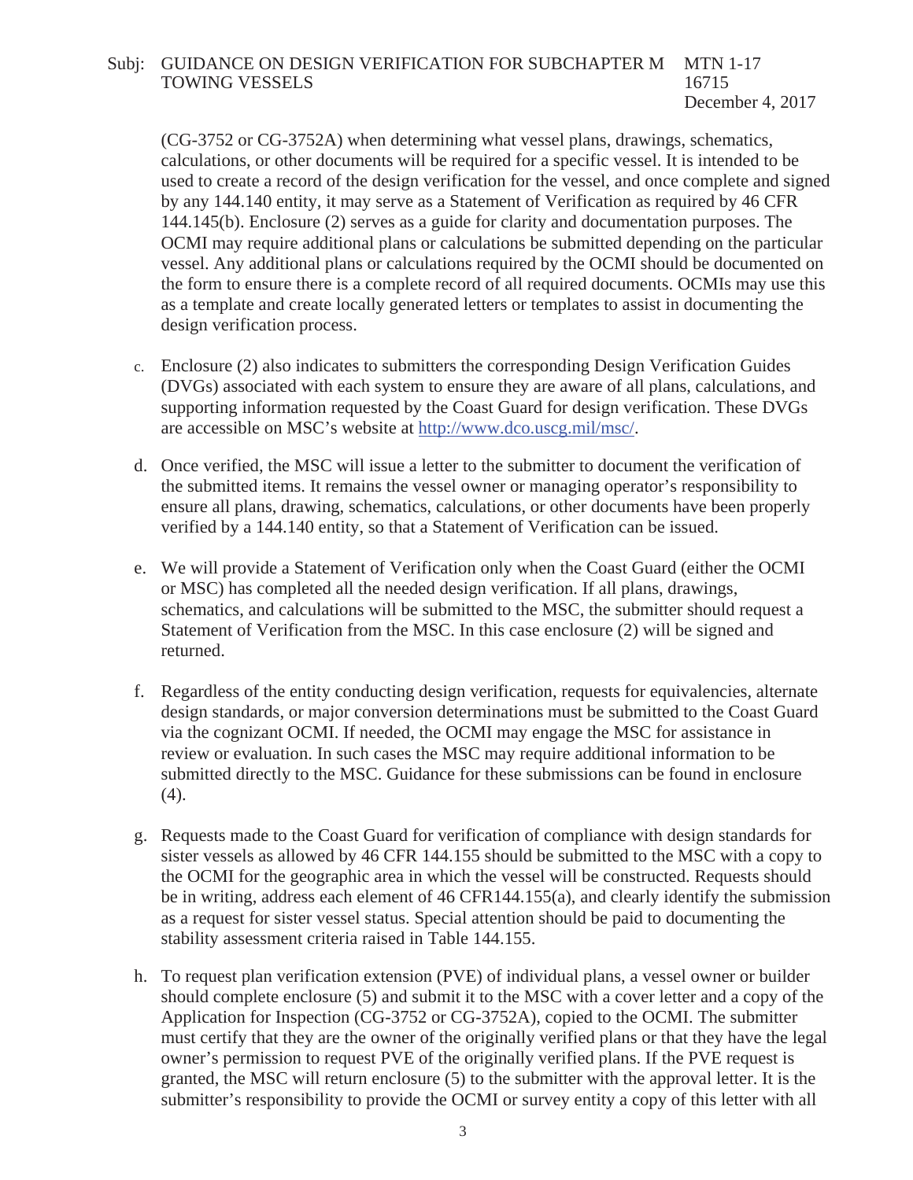(CG-3752 or CG-3752A) when determining what vessel plans, drawings, schematics, calculations, or other documents will be required for a specific vessel. It is intended to be used to create a record of the design verification for the vessel, and once complete and signed by any 144.140 entity, it may serve as a Statement of Verification as required by 46 CFR 144.145(b). Enclosure (2) serves as a guide for clarity and documentation purposes. The OCMI may require additional plans or calculations be submitted depending on the particular vessel. Any additional plans or calculations required by the OCMI should be documented on the form to ensure there is a complete record of all required documents. OCMIs may use this as a template and create locally generated letters or templates to assist in documenting the design verification process.

c. Enclosure (2) also indicates to submitters the corresponding Design Verification Guides (DVGs) associated with each system to ensure they are aware of all plans, calculations, and supporting information requested by the Coast Guard for design verification. These DVGs are accessible on MSC's website at http://www.dco.uscg.mil/msc/.

d. Once verified, the MSC will issue a letter to the submitter to document the verification of the submitted items. It remains the vessel owner or managing operator's responsibility to ensure all plans, drawing, schematics, calculations, or other documents have been properly verified by a 144.140 entity, so that a Statement of Verification can be issued.

e. We will provide a Statement of Verification only when the Coast Guard (either the OCMI or MSC) has completed all the needed design verification. If all plans, drawings, schematics, and calculations will be submitted to the MSC, the submitter should request a Statement of Verification from the MSC. In this case enclosure (2) will be signed and returned.

f. Regardless of the entity conducting design verification, requests for equivalencies, alternate design standards, or major conversion determinations must be submitted to the Coast Guard via the cognizant OCMI. If needed, the OCMI may engage the MSC for assistance in review or evaluation. In such cases the MSC may require additional information to be submitted directly to the MSC. Guidance for these submissions can be found in enclosure (4).

g. Requests made to the Coast Guard for verification of compliance with design standards for sister vessels as allowed by 46 CFR 144.155 should be submitted to the MSC with a copy to the OCMI for the geographic area in which the vessel will be constructed. Requests should be in writing, address each element of 46 CFR144.155(a), and clearly identify the submission as a request for sister vessel status. Special attention should be paid to documenting the stability assessment criteria raised in Table 144.155.

h. To request plan verification extension (PVE) of individual plans, a vessel owner or builder should complete enclosure (5) and submit it to the MSC with a cover letter and a copy of the Application for Inspection (CG-3752 or CG-3752A), copied to the OCMI. The submitter must certify that they are the owner of the originally verified plans or that they have the legal owner's permission to request PVE of the originally verified plans. If the PVE request is granted, the MSC will return enclosure (5) to the submitter with the approval letter. It is the submitter's responsibility to provide the OCMI or survey entity a copy of this letter with all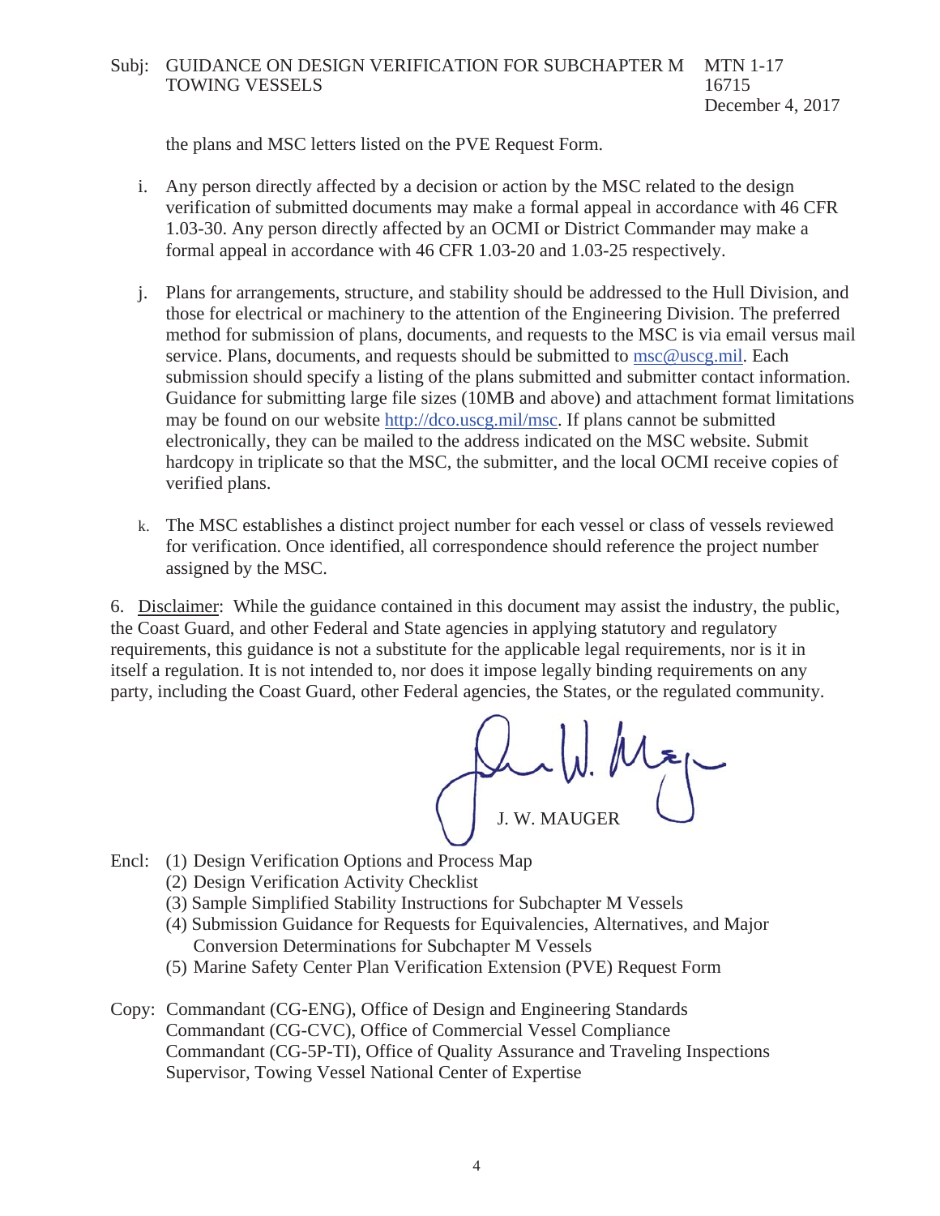the plans and MSC letters listed on the PVE Request Form.

i. Any person directly affected by a decision or action by the MSC related to the design verification of submitted documents may make a formal appeal in accordance with 46 CFR 1.03-30. Any person directly affected by an OCMI or District Commander may make a formal appeal in accordance with 46 CFR 1.03-20 and 1.03-25 respectively.

j. Plans for arrangements, structure, and stability should be addressed to the Hull Division, and those for electrical or machinery to the attention of the Engineering Division. The preferred method for submission of plans, documents, and requests to the MSC is via email versus mail service. Plans, documents, and requests should be submitted to msc@uscg.mil. Each submission should specify a listing of the plans submitted and submitter contact information. Guidance for submitting large file sizes (10MB and above) and attachment format limitations may be found on our website http://dco.uscg.mil/msc. If plans cannot be submitted electronically, they can be mailed to the address indicated on the MSC website. Submit hardcopy in triplicate so that the MSC, the submitter, and the local OCMI receive copies of verified plans.

k. The MSC establishes a distinct project number for each vessel or class of vessels reviewed for verification. Once identified, all correspondence should reference the project number assigned by the MSC.

6. Disclaimer: While the guidance contained in this document may assist the industry, the public, the Coast Guard, and other Federal and State agencies in applying statutory and regulatory requirements, this guidance is not a substitute for the applicable legal requirements, nor is it in itself a regulation. It is not intended to, nor does it impose legally binding requirements on any party, including the Coast Guard, other Federal agencies, the States, or the regulated community.

J. W. MAUGER

Encl: (1) Design Verification Options and Process Map
(2) Design Verification Activity Checklist
(3) Sample Simplified Stability Instructions for Subchapter M Vessels
(4) Submission Guidance for Requests for Equivalencies, Alternatives, and Major Conversion Determinations for Subchapter M Vessels
(5) Marine Safety Center Plan Verification Extension (PVE) Request Form

Copy: Commandant (CG-ENG), Office of Design and Engineering Standards
Commandant (CG-CVC), Office of Commercial Vessel Compliance
Commandant (CG-5P-TI), Office of Quality Assurance and Traveling Inspections
Supervisor, Towing Vessel National Center of Expertise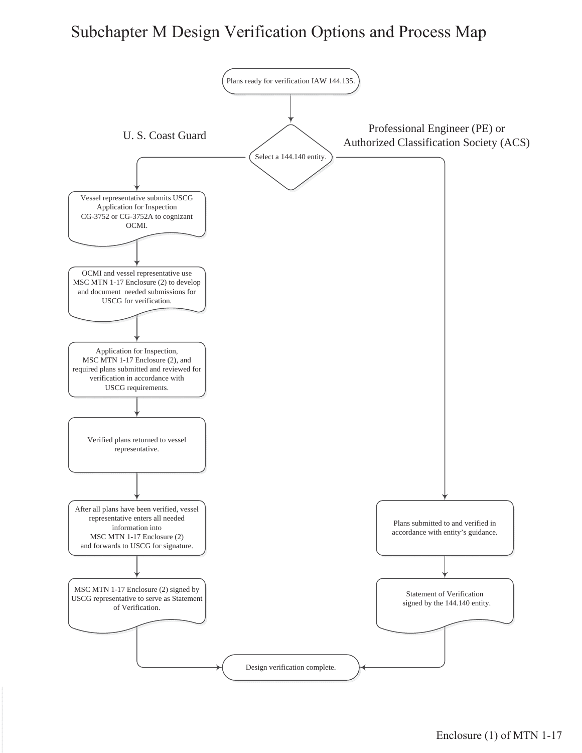# Subchapter M Design Verification Options and Process Map

Plans ready for verification IAW 144.135.

Select a 144.140 entity.

## U. S. Coast Guard

1. Vessel representative submits USCG Application for Inspection CG-3752 or CG-3752A to cognizant OCMI.
2. OCMI and vessel representative use MSC MTN 1-17 Enclosure (2) to develop and document needed submissions for USCG for verification.
3. Application for Inspection, MSC MTN 1-17 Enclosure (2), and required plans submitted and reviewed for verification in accordance with USCG requirements.
4. Verified plans returned to vessel representative.
5. After all plans have been verified, vessel representative enters all needed information into MSC MTN 1-17 Enclosure (2) and forwards to USCG for signature.
6. MSC MTN 1-17 Enclosure (2) signed by USCG representative to serve as Statement of Verification.

## Professional Engineer (PE) or Authorized Classification Society (ACS)

1. Plans submitted to and verified in accordance with entity's guidance.
2. Statement of Verification signed by the 144.140 entity.

Design verification complete.

Enclosure (1) of MTN 1-17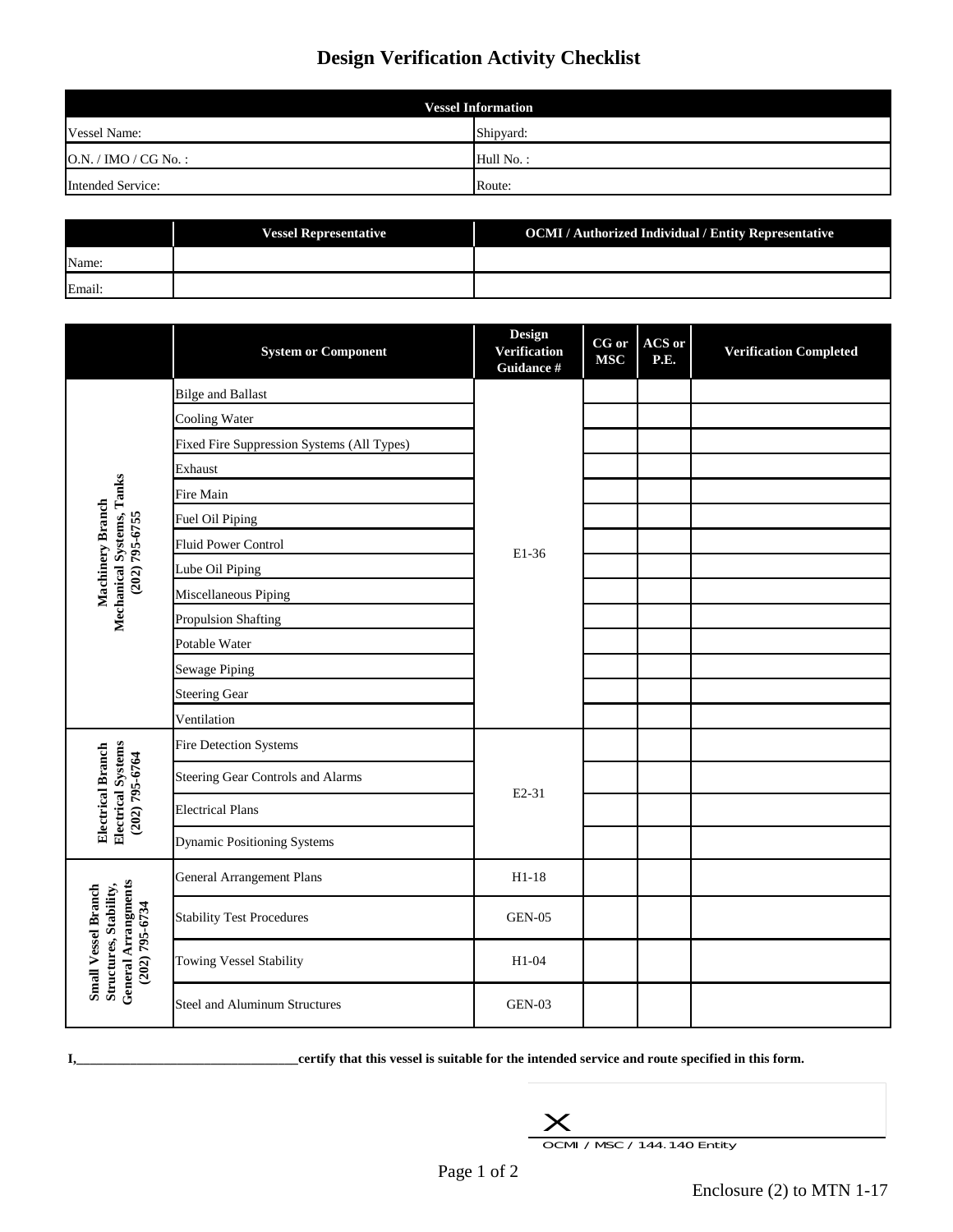# Design Verification Activity Checklist

| Vessel Information | |
|---|---|
| Vessel Name: | Shipyard: |
| O.N. / IMO / CG No. : | Hull No. : |
| Intended Service: | Route: |

| | Vessel Representative | OCMI / Authorized Individual / Entity Representative |
|---|---|---|
| Name: | | |
| Email: | | |

| | System or Component | Design Verification Guidance # | CG or MSC | ACS or P.E. | Verification Completed |
|---|---|---|---|---|---|
| Machinery Branch Mechanical Systems, Tanks (202) 795-6755 | Bilge and Ballast | E1-36 | | | |
| | Cooling Water | | | | |
| | Fixed Fire Suppression Systems (All Types) | | | | |
| | Exhaust | | | | |
| | Fire Main | | | | |
| | Fuel Oil Piping | | | | |
| | Fluid Power Control | | | | |
| | Lube Oil Piping | | | | |
| | Miscellaneous Piping | | | | |
| | Propulsion Shafting | | | | |
| | Potable Water | | | | |
| | Sewage Piping | | | | |
| | Steering Gear | | | | |
| | Ventilation | | | | |
| Electrical Branch Electrical Systems (202) 795-6764 | Fire Detection Systems | E2-31 | | | |
| | Steering Gear Controls and Alarms | | | | |
| | Electrical Plans | | | | |
| | Dynamic Positioning Systems | | | | |
| Small Vessel Branch Structures, Stability, General Arrangments (202) 795-6734 | General Arrangement Plans | H1-18 | | | |
| | Stability Test Procedures | GEN-05 | | | |
| | Towing Vessel Stability | H1-04 | | | |
| | Steel and Aluminum Structures | GEN-03 | | | |

**I,________________________________certify that this vessel is suitable for the intended service and route specified in this form.**

X ______________________________
OCMI / MSC / 144.140 Entity

Enclosure (2) to MTN 1-17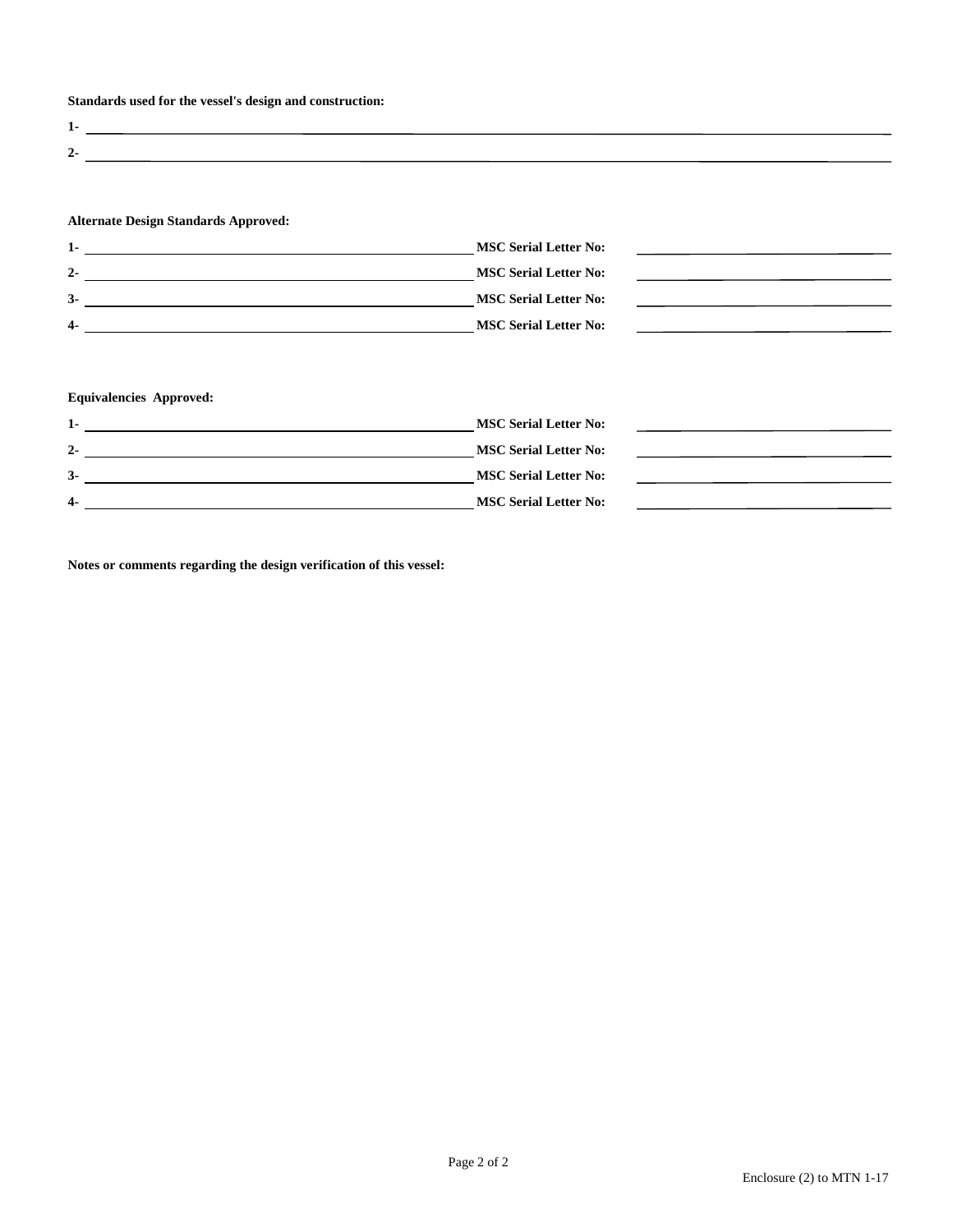**Standards used for the vessel's design and construction:**

1- ______________________________

2- ______________________________

**Alternate Design Standards Approved:**

1- ______________________________ **MSC Serial Letter No:** ______________

2- ______________________________ **MSC Serial Letter No:** ______________

3- ______________________________ **MSC Serial Letter No:** ______________

4- ______________________________ **MSC Serial Letter No:** ______________

**Equivalencies Approved:**

1- ______________________________ **MSC Serial Letter No:** ______________

2- ______________________________ **MSC Serial Letter No:** ______________

3- ______________________________ **MSC Serial Letter No:** ______________

4- ______________________________ **MSC Serial Letter No:** ______________

**Notes or comments regarding the design verification of this vessel:**

Enclosure (2) to MTN 1-17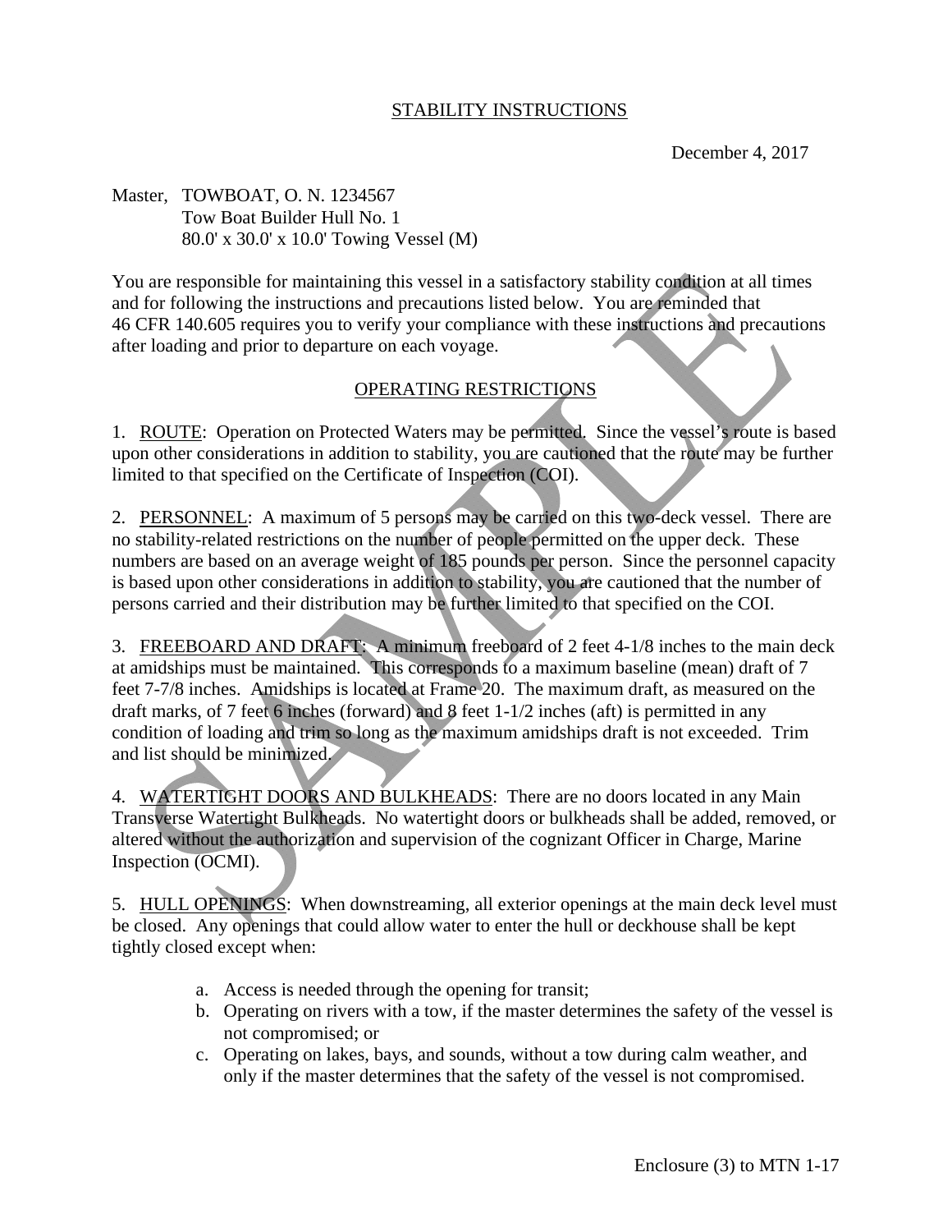## STABILITY INSTRUCTIONS

December 4, 2017

Master, TOWBOAT, O. N. 1234567
Tow Boat Builder Hull No. 1
80.0' x 30.0' x 10.0' Towing Vessel (M)

You are responsible for maintaining this vessel in a satisfactory stability condition at all times and for following the instructions and precautions listed below. You are reminded that 46 CFR 140.605 requires you to verify your compliance with these instructions and precautions after loading and prior to departure on each voyage.

### OPERATING RESTRICTIONS

1. ROUTE: Operation on Protected Waters may be permitted. Since the vessel's route is based upon other considerations in addition to stability, you are cautioned that the route may be further limited to that specified on the Certificate of Inspection (COI).

2. PERSONNEL: A maximum of 5 persons may be carried on this two-deck vessel. There are no stability-related restrictions on the number of people permitted on the upper deck. These numbers are based on an average weight of 185 pounds per person. Since the personnel capacity is based upon other considerations in addition to stability, you are cautioned that the number of persons carried and their distribution may be further limited to that specified on the COI.

3. FREEBOARD AND DRAFT: A minimum freeboard of 2 feet 4-1/8 inches to the main deck at amidships must be maintained. This corresponds to a maximum baseline (mean) draft of 7 feet 7-7/8 inches. Amidships is located at Frame 20. The maximum draft, as measured on the draft marks, of 7 feet 6 inches (forward) and 8 feet 1-1/2 inches (aft) is permitted in any condition of loading and trim so long as the maximum amidships draft is not exceeded. Trim and list should be minimized.

4. WATERTIGHT DOORS AND BULKHEADS: There are no doors located in any Main Transverse Watertight Bulkheads. No watertight doors or bulkheads shall be added, removed, or altered without the authorization and supervision of the cognizant Officer in Charge, Marine Inspection (OCMI).

5. HULL OPENINGS: When downstreaming, all exterior openings at the main deck level must be closed. Any openings that could allow water to enter the hull or deckhouse shall be kept tightly closed except when:

   a. Access is needed through the opening for transit;
   b. Operating on rivers with a tow, if the master determines the safety of the vessel is not compromised; or
   c. Operating on lakes, bays, and sounds, without a tow during calm weather, and only if the master determines that the safety of the vessel is not compromised.

Enclosure (3) to MTN 1-17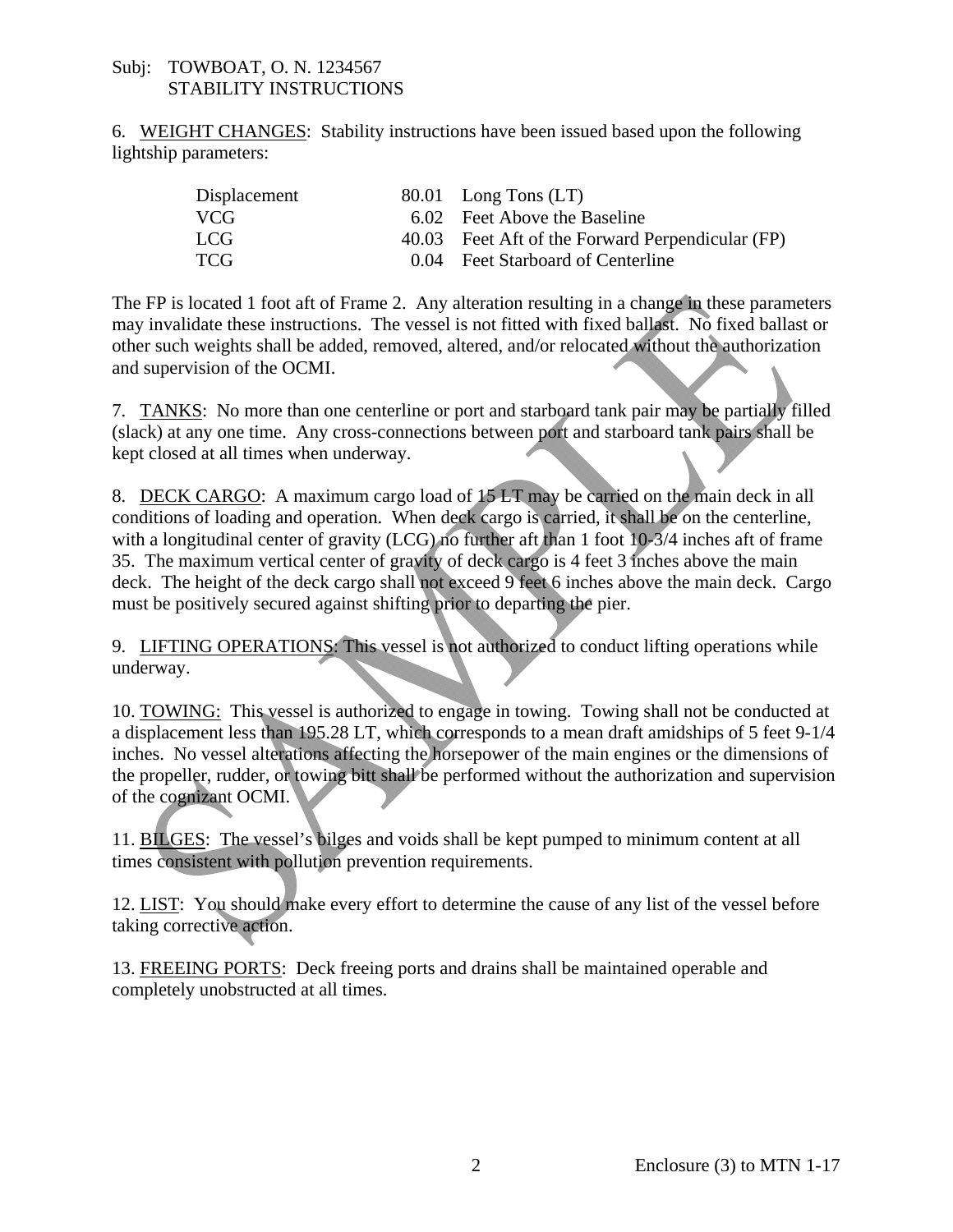Subj: TOWBOAT, O. N. 1234567
STABILITY INSTRUCTIONS

6. WEIGHT CHANGES: Stability instructions have been issued based upon the following lightship parameters:

| | | |
|---|---|---|
| Displacement | 80.01 | Long Tons (LT) |
| VCG | 6.02 | Feet Above the Baseline |
| LCG | 40.03 | Feet Aft of the Forward Perpendicular (FP) |
| TCG | 0.04 | Feet Starboard of Centerline |

The FP is located 1 foot aft of Frame 2. Any alteration resulting in a change in these parameters may invalidate these instructions. The vessel is not fitted with fixed ballast. No fixed ballast or other such weights shall be added, removed, altered, and/or relocated without the authorization and supervision of the OCMI.

7. TANKS: No more than one centerline or port and starboard tank pair may be partially filled (slack) at any one time. Any cross-connections between port and starboard tank pairs shall be kept closed at all times when underway.

8. DECK CARGO: A maximum cargo load of 15 LT may be carried on the main deck in all conditions of loading and operation. When deck cargo is carried, it shall be on the centerline, with a longitudinal center of gravity (LCG) no further aft than 1 foot 10-3/4 inches aft of frame 35. The maximum vertical center of gravity of deck cargo is 4 feet 3 inches above the main deck. The height of the deck cargo shall not exceed 9 feet 6 inches above the main deck. Cargo must be positively secured against shifting prior to departing the pier.

9. LIFTING OPERATIONS: This vessel is not authorized to conduct lifting operations while underway.

10. TOWING: This vessel is authorized to engage in towing. Towing shall not be conducted at a displacement less than 195.28 LT, which corresponds to a mean draft amidships of 5 feet 9-1/4 inches. No vessel alterations affecting the horsepower of the main engines or the dimensions of the propeller, rudder, or towing bitt shall be performed without the authorization and supervision of the cognizant OCMI.

11. BILGES: The vessel's bilges and voids shall be kept pumped to minimum content at all times consistent with pollution prevention requirements.

12. LIST: You should make every effort to determine the cause of any list of the vessel before taking corrective action.

13. FREEING PORTS: Deck freeing ports and drains shall be maintained operable and completely unobstructed at all times.

Enclosure (3) to MTN 1-17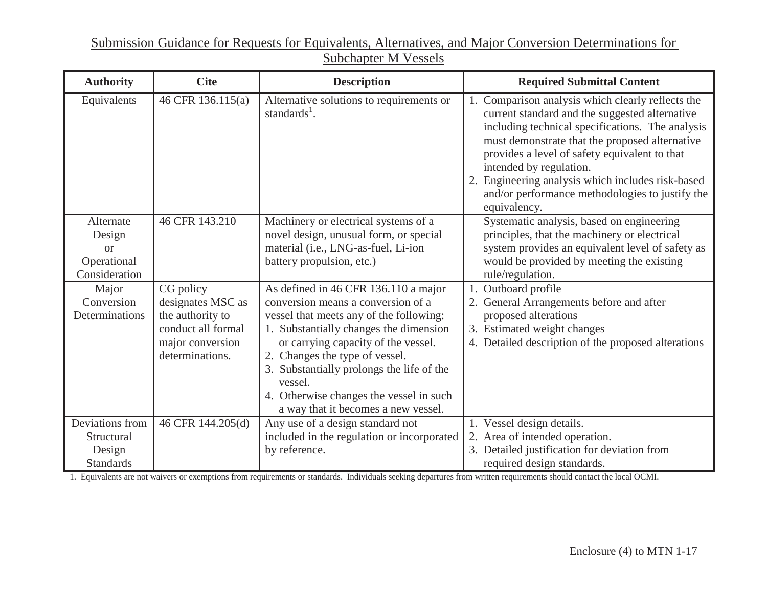# Submission Guidance for Requests for Equivalents, Alternatives, and Major Conversion Determinations for Subchapter M Vessels

| Authority | Cite | Description | Required Submittal Content |
|---|---|---|---|
| Equivalents | 46 CFR 136.115(a) | Alternative solutions to requirements or standards[1]. | 1. Comparison analysis which clearly reflects the current standard and the suggested alternative including technical specifications. The analysis must demonstrate that the proposed alternative provides a level of safety equivalent to that intended by regulation.<br>2. Engineering analysis which includes risk-based and/or performance methodologies to justify the equivalency. |
| Alternate Design or Operational Consideration | 46 CFR 143.210 | Machinery or electrical systems of a novel design, unusual form, or special material (i.e., LNG-as-fuel, Li-ion battery propulsion, etc.) | Systematic analysis, based on engineering principles, that the machinery or electrical system provides an equivalent level of safety as would be provided by meeting the existing rule/regulation. |
| Major Conversion Determinations | CG policy designates MSC as the authority to conduct all formal major conversion determinations. | As defined in 46 CFR 136.110 a major conversion means a conversion of a vessel that meets any of the following:<br>1. Substantially changes the dimension or carrying capacity of the vessel.<br>2. Changes the type of vessel.<br>3. Substantially prolongs the life of the vessel.<br>4. Otherwise changes the vessel in such a way that it becomes a new vessel. | 1. Outboard profile<br>2. General Arrangements before and after proposed alterations<br>3. Estimated weight changes<br>4. Detailed description of the proposed alterations |
| Deviations from Structural Design Standards | 46 CFR 144.205(d) | Any use of a design standard not included in the regulation or incorporated by reference. | 1. Vessel design details.<br>2. Area of intended operation.<br>3. Detailed justification for deviation from required design standards. |

1. Equivalents are not waivers or exemptions from requirements or standards. Individuals seeking departures from written requirements should contact the local OCMI.

Enclosure (4) to MTN 1-17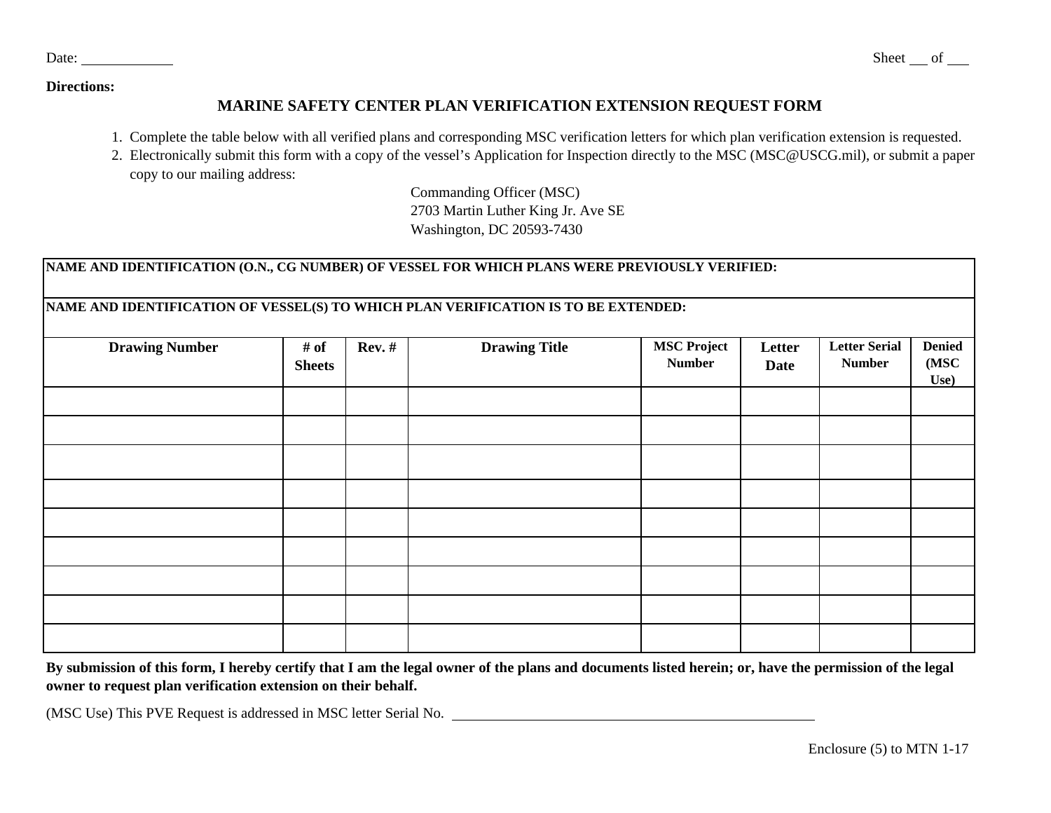Date: ____________ Sheet ___ of ___

**Directions:**

## MARINE SAFETY CENTER PLAN VERIFICATION EXTENSION REQUEST FORM

1. Complete the table below with all verified plans and corresponding MSC verification letters for which plan verification extension is requested.
2. Electronically submit this form with a copy of the vessel's Application for Inspection directly to the MSC (MSC@USCG.mil), or submit a paper copy to our mailing address:

   Commanding Officer (MSC)
   2703 Martin Luther King Jr. Ave SE
   Washington, DC 20593-7430

**NAME AND IDENTIFICATION (O.N., CG NUMBER) OF VESSEL FOR WHICH PLANS WERE PREVIOUSLY VERIFIED:**

**NAME AND IDENTIFICATION OF VESSEL(S) TO WHICH PLAN VERIFICATION IS TO BE EXTENDED:**

| Drawing Number | # of Sheets | Rev. # | Drawing Title | MSC Project Number | Letter Date | Letter Serial Number | Denied (MSC Use) |
|---|---|---|---|---|---|---|---|
| | | | | | | | |
| | | | | | | | |
| | | | | | | | |
| | | | | | | | |
| | | | | | | | |
| | | | | | | | |
| | | | | | | | |
| | | | | | | | |
| | | | | | | | |

**By submission of this form, I hereby certify that I am the legal owner of the plans and documents listed herein; or, have the permission of the legal owner to request plan verification extension on their behalf.**

(MSC Use) This PVE Request is addressed in MSC letter Serial No. ______________________________

Enclosure (5) to MTN 1-17